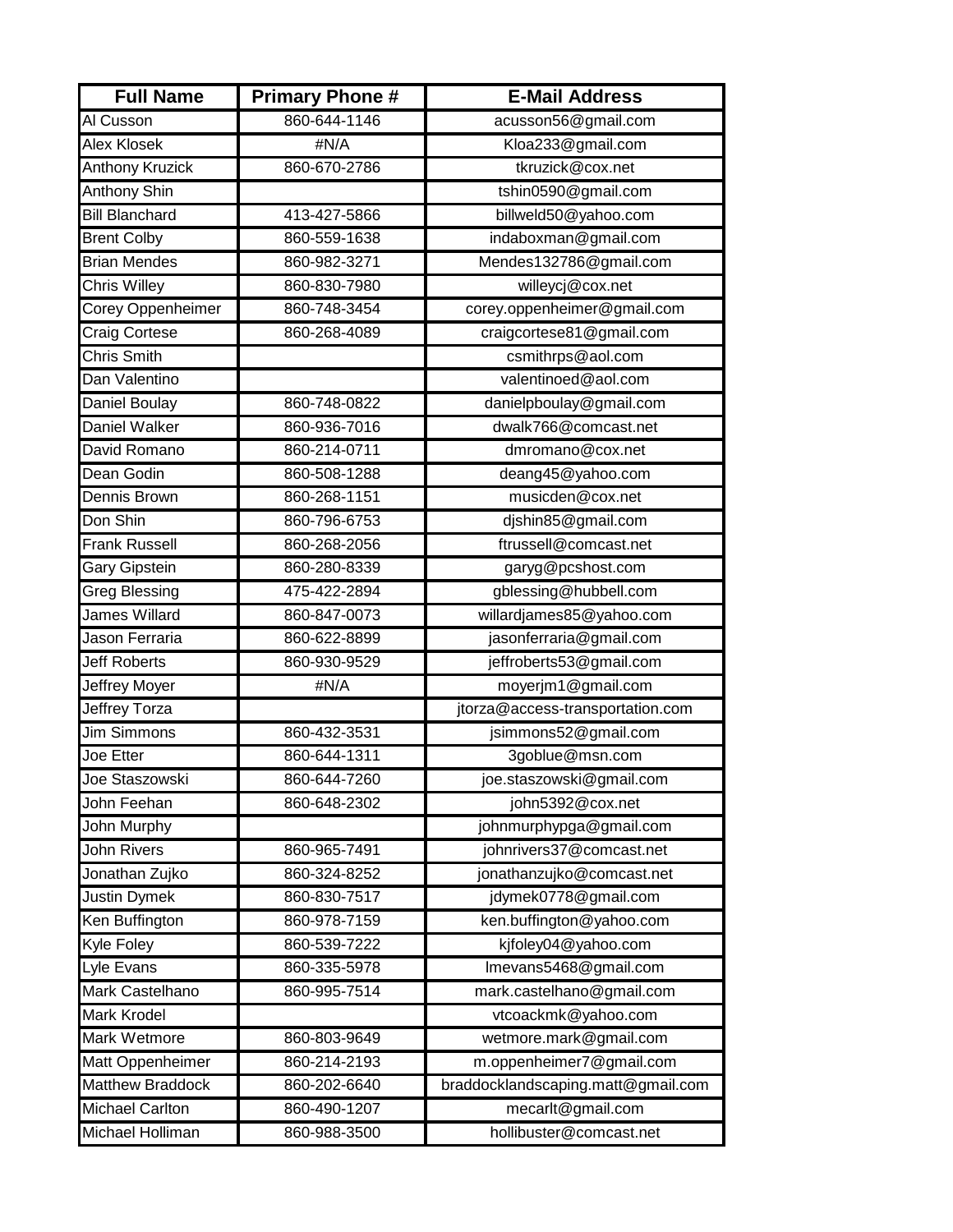| Full Name | Primary Phone # | E-Mail Address |
|---|---|---|
| Al Cusson | 860-644-1146 | acusson56@gmail.com |
| Alex Klosek | #N/A | Kloa233@gmail.com |
| Anthony Kruzick | 860-670-2786 | tkruzick@cox.net |
| Anthony Shin | | tshin0590@gmail.com |
| Bill Blanchard | 413-427-5866 | billweld50@yahoo.com |
| Brent Colby | 860-559-1638 | indaboxman@gmail.com |
| Brian Mendes | 860-982-3271 | Mendes132786@gmail.com |
| Chris Willey | 860-830-7980 | willeycj@cox.net |
| Corey Oppenheimer | 860-748-3454 | corey.oppenheimer@gmail.com |
| Craig Cortese | 860-268-4089 | craigcortese81@gmail.com |
| Chris Smith | | csmithrps@aol.com |
| Dan Valentino | | valentinoed@aol.com |
| Daniel Boulay | 860-748-0822 | danielpboulay@gmail.com |
| Daniel Walker | 860-936-7016 | dwalk766@comcast.net |
| David Romano | 860-214-0711 | dmromano@cox.net |
| Dean Godin | 860-508-1288 | deang45@yahoo.com |
| Dennis Brown | 860-268-1151 | musicden@cox.net |
| Don Shin | 860-796-6753 | djshin85@gmail.com |
| Frank Russell | 860-268-2056 | ftrussell@comcast.net |
| Gary Gipstein | 860-280-8339 | garyg@pcshost.com |
| Greg Blessing | 475-422-2894 | gblessing@hubbell.com |
| James Willard | 860-847-0073 | willardjames85@yahoo.com |
| Jason Ferraria | 860-622-8899 | jasonferraria@gmail.com |
| Jeff Roberts | 860-930-9529 | jeffroberts53@gmail.com |
| Jeffrey Moyer | #N/A | moyerjm1@gmail.com |
| Jeffrey Torza | | jtorza@access-transportation.com |
| Jim Simmons | 860-432-3531 | jsimmons52@gmail.com |
| Joe Etter | 860-644-1311 | 3goblue@msn.com |
| Joe Staszowski | 860-644-7260 | joe.staszowski@gmail.com |
| John Feehan | 860-648-2302 | john5392@cox.net |
| John Murphy | | johnmurphypga@gmail.com |
| John Rivers | 860-965-7491 | johnrivers37@comcast.net |
| Jonathan Zujko | 860-324-8252 | jonathanzujko@comcast.net |
| Justin Dymek | 860-830-7517 | jdymek0778@gmail.com |
| Ken Buffington | 860-978-7159 | ken.buffington@yahoo.com |
| Kyle Foley | 860-539-7222 | kjfoley04@yahoo.com |
| Lyle Evans | 860-335-5978 | lmevans5468@gmail.com |
| Mark Castelhano | 860-995-7514 | mark.castelhano@gmail.com |
| Mark Krodel | | vtcoackmk@yahoo.com |
| Mark Wetmore | 860-803-9649 | wetmore.mark@gmail.com |
| Matt Oppenheimer | 860-214-2193 | m.oppenheimer7@gmail.com |
| Matthew Braddock | 860-202-6640 | braddocklandscaping.matt@gmail.com |
| Michael Carlton | 860-490-1207 | mecarlt@gmail.com |
| Michael Holliman | 860-988-3500 | hollibuster@comcast.net |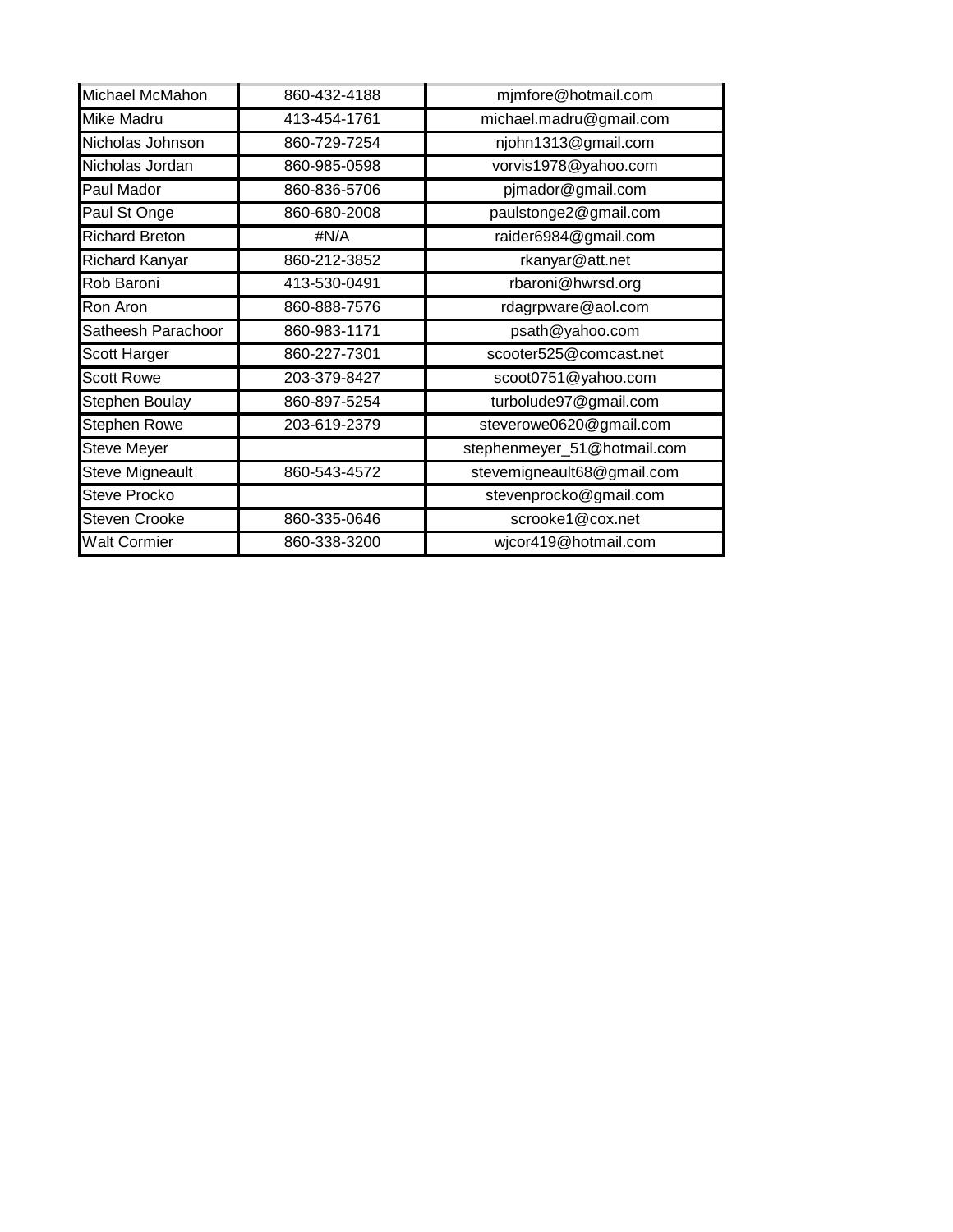| | | |
|---|---|---|
| Michael McMahon | 860-432-4188 | mjmfore@hotmail.com |
| Mike Madru | 413-454-1761 | michael.madru@gmail.com |
| Nicholas Johnson | 860-729-7254 | njohn1313@gmail.com |
| Nicholas Jordan | 860-985-0598 | vorvis1978@yahoo.com |
| Paul Mador | 860-836-5706 | pjmador@gmail.com |
| Paul St Onge | 860-680-2008 | paulstonge2@gmail.com |
| Richard Breton | #N/A | raider6984@gmail.com |
| Richard Kanyar | 860-212-3852 | rkanyar@att.net |
| Rob Baroni | 413-530-0491 | rbaroni@hwrsd.org |
| Ron Aron | 860-888-7576 | rdagrpware@aol.com |
| Satheesh Parachoor | 860-983-1171 | psath@yahoo.com |
| Scott Harger | 860-227-7301 | scooter525@comcast.net |
| Scott Rowe | 203-379-8427 | scoot0751@yahoo.com |
| Stephen Boulay | 860-897-5254 | turbolude97@gmail.com |
| Stephen Rowe | 203-619-2379 | steverowe0620@gmail.com |
| Steve Meyer | | stephenmeyer_51@hotmail.com |
| Steve Migneault | 860-543-4572 | stevemigneault68@gmail.com |
| Steve Procko | | stevenprocko@gmail.com |
| Steven Crooke | 860-335-0646 | scrooke1@cox.net |
| Walt Cormier | 860-338-3200 | wjcor419@hotmail.com |